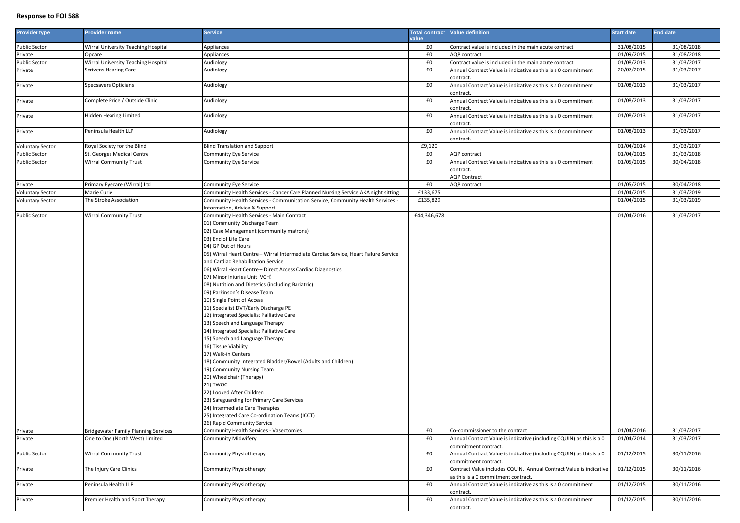**Response to FOI 588**

| Provider type | Provider name | Service | Total contract value | Value definition | Start date | End date |
|---|---|---|---|---|---|---|
| Public Sector | Wirral University Teaching Hospital | Appliances | £0 | Contract value is included in the main acute contract | 31/08/2015 | 31/08/2018 |
| Private | Opcare | Appliances | £0 | AQP contract | 01/09/2015 | 31/08/2018 |
| Public Sector | Wirral University Teaching Hospital | Audiology | £0 | Contract value is included in the main acute contract | 01/08/2013 | 31/03/2017 |
| Private | Scrivens Hearing Care | Audiology | £0 | Annual Contract Value is indicative as this is a 0 commitment contract. | 20/07/2015 | 31/03/2017 |
| Private | Specsavers Opticians | Audiology | £0 | Annual Contract Value is indicative as this is a 0 commitment contract. | 01/08/2013 | 31/03/2017 |
| Private | Complete Price / Outside Clinic | Audiology | £0 | Annual Contract Value is indicative as this is a 0 commitment contract. | 01/08/2013 | 31/03/2017 |
| Private | Hidden Hearing Limited | Audiology | £0 | Annual Contract Value is indicative as this is a 0 commitment contract. | 01/08/2013 | 31/03/2017 |
| Private | Peninsula Health LLP | Audiology | £0 | Annual Contract Value is indicative as this is a 0 commitment contract. | 01/08/2013 | 31/03/2017 |
| Voluntary Sector | Royal Society for the Blind | Blind Translation and Support | £9,120 | | 01/04/2014 | 31/03/2017 |
| Public Sector | St. Georges Medical Centre | Community Eye Service | £0 | AQP contract | 01/04/2015 | 31/03/2018 |
| Public Sector | Wirral Community Trust | Community Eye Service | £0 | Annual Contract Value is indicative as this is a 0 commitment contract.<br>AQP Contract | 01/05/2015 | 30/04/2018 |
| Private | Primary Eyecare (Wirral) Ltd | Community Eye Service | £0 | AQP contract | 01/05/2015 | 30/04/2018 |
| Voluntary Sector | Marie Curie | Community Health Services - Cancer Care Planned Nursing Service AKA night sitting | £133,675 | | 01/04/2015 | 31/03/2019 |
| Voluntary Sector | The Stroke Association | Community Health Services - Communication Service, Community Health Services - Information, Advice & Support | £135,829 | | 01/04/2015 | 31/03/2019 |
| Public Sector | Wirral Community Trust | Community Health Services - Main Contract<br>01) Community Discharge Team<br>02) Case Management (community matrons)<br>03) End of Life Care<br>04) GP Out of Hours<br>05) Wirral Heart Centre – Wirral Intermediate Cardiac Service, Heart Failure Service and Cardiac Rehabilitation Service<br>06) Wirral Heart Centre – Direct Access Cardiac Diagnostics<br>07) Minor Injuries Unit (VCH)<br>08) Nutrition and Dietetics (including Bariatric)<br>09) Parkinson's Disease Team<br>10) Single Point of Access<br>11) Specialist DVT/Early Discharge PE<br>12) Integrated Specialist Palliative Care<br>13) Speech and Language Therapy<br>14) Integrated Specialist Palliative Care<br>15) Speech and Language Therapy<br>16) Tissue Viability<br>17) Walk-in Centers<br>18) Community Integrated Bladder/Bowel (Adults and Children)<br>19) Community Nursing Team<br>20) Wheelchair (Therapy)<br>21) TWOC<br>22) Looked After Children<br>23) Safeguarding for Primary Care Services<br>24) Intermediate Care Therapies<br>25) Integrated Care Co-ordination Teams (ICCT)<br>26) Rapid Community Service | £44,346,678 | | 01/04/2016 | 31/03/2017 |
| Private | Bridgewater Family Planning Services | Community Health Services - Vasectomies | £0 | Co-commissioner to the contract | 01/04/2016 | 31/03/2017 |
| Private | One to One (North West) Limited | Community Midwifery | £0 | Annual Contract Value is indicative (including CQUIN) as this is a 0 commitment contract. | 01/04/2014 | 31/03/2017 |
| Public Sector | Wirral Community Trust | Community Physiotherapy | £0 | Annual Contract Value is indicative (including CQUIN) as this is a 0 commitment contract. | 01/12/2015 | 30/11/2016 |
| Private | The Injury Care Clinics | Community Physiotherapy | £0 | Contract Value includes CQUIN. Annual Contract Value is indicative as this is a 0 commitment contract. | 01/12/2015 | 30/11/2016 |
| Private | Peninsula Health LLP | Community Physiotherapy | £0 | Annual Contract Value is indicative as this is a 0 commitment contract. | 01/12/2015 | 30/11/2016 |
| Private | Premier Health and Sport Therapy | Community Physiotherapy | £0 | Annual Contract Value is indicative as this is a 0 commitment contract. | 01/12/2015 | 30/11/2016 |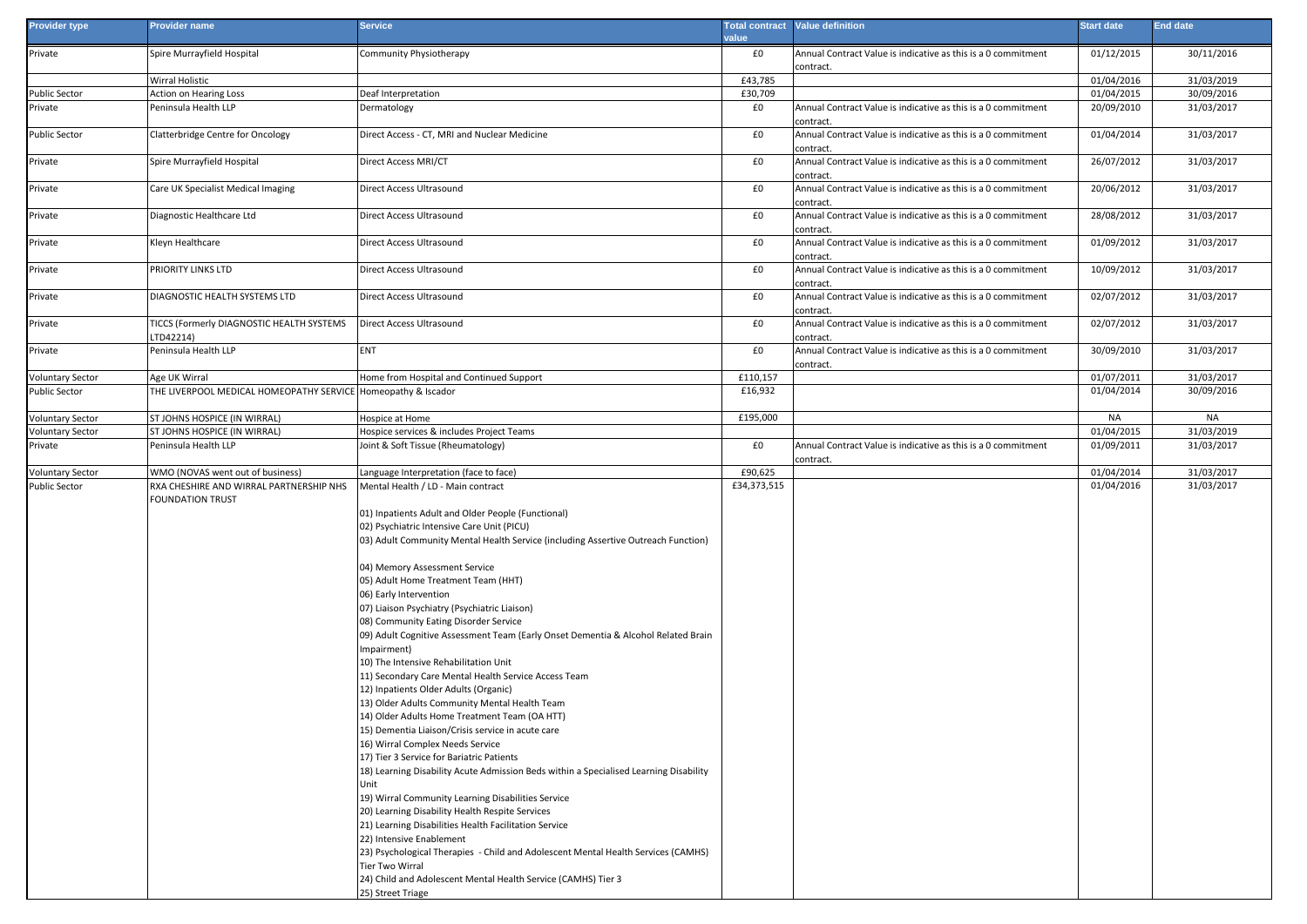| Provider type | Provider name | Service | Total contract value | Value definition | Start date | End date |
|---|---|---|---|---|---|---|
| Private | Spire Murrayfield Hospital | Community Physiotherapy | £0 | Annual Contract Value is indicative as this is a 0 commitment contract. | 01/12/2015 | 30/11/2016 |
| | Wirral Holistic | | £43,785 | | 01/04/2016 | 31/03/2019 |
| Public Sector | Action on Hearing Loss | Deaf Interpretation | £30,709 | | 01/04/2015 | 30/09/2016 |
| Private | Peninsula Health LLP | Dermatology | £0 | Annual Contract Value is indicative as this is a 0 commitment contract. | 20/09/2010 | 31/03/2017 |
| Public Sector | Clatterbridge Centre for Oncology | Direct Access - CT, MRI and Nuclear Medicine | £0 | Annual Contract Value is indicative as this is a 0 commitment contract. | 01/04/2014 | 31/03/2017 |
| Private | Spire Murrayfield Hospital | Direct Access MRI/CT | £0 | Annual Contract Value is indicative as this is a 0 commitment contract. | 26/07/2012 | 31/03/2017 |
| Private | Care UK Specialist Medical Imaging | Direct Access Ultrasound | £0 | Annual Contract Value is indicative as this is a 0 commitment contract. | 20/06/2012 | 31/03/2017 |
| Private | Diagnostic Healthcare Ltd | Direct Access Ultrasound | £0 | Annual Contract Value is indicative as this is a 0 commitment contract. | 28/08/2012 | 31/03/2017 |
| Private | Kleyn Healthcare | Direct Access Ultrasound | £0 | Annual Contract Value is indicative as this is a 0 commitment contract. | 01/09/2012 | 31/03/2017 |
| Private | PRIORITY LINKS LTD | Direct Access Ultrasound | £0 | Annual Contract Value is indicative as this is a 0 commitment contract. | 10/09/2012 | 31/03/2017 |
| Private | DIAGNOSTIC HEALTH SYSTEMS LTD | Direct Access Ultrasound | £0 | Annual Contract Value is indicative as this is a 0 commitment contract. | 02/07/2012 | 31/03/2017 |
| Private | TICCS (Formerly DIAGNOSTIC HEALTH SYSTEMS LTD42214) | Direct Access Ultrasound | £0 | Annual Contract Value is indicative as this is a 0 commitment contract. | 02/07/2012 | 31/03/2017 |
| Private | Peninsula Health LLP | ENT | £0 | Annual Contract Value is indicative as this is a 0 commitment contract. | 30/09/2010 | 31/03/2017 |
| Voluntary Sector | Age UK Wirral | Home from Hospital and Continued Support | £110,157 | | 01/07/2011 | 31/03/2017 |
| Public Sector | THE LIVERPOOL MEDICAL HOMEOPATHY SERVICE | Homeopathy & Iscador | £16,932 | | 01/04/2014 | 30/09/2016 |
| Voluntary Sector | ST JOHNS HOSPICE (IN WIRRAL) | Hospice at Home | £195,000 | | NA | NA |
| Voluntary Sector | ST JOHNS HOSPICE (IN WIRRAL) | Hospice services & includes Project Teams | | | 01/04/2015 | 31/03/2019 |
| Private | Peninsula Health LLP | Joint & Soft Tissue (Rheumatology) | £0 | Annual Contract Value is indicative as this is a 0 commitment contract. | 01/09/2011 | 31/03/2017 |
| Voluntary Sector | WMO (NOVAS went out of business) | Language Interpretation (face to face) | £90,625 | | 01/04/2014 | 31/03/2017 |
| Public Sector | RXA CHESHIRE AND WIRRAL PARTNERSHIP NHS FOUNDATION TRUST | Mental Health / LD - Main contract<br><br>01) Inpatients Adult and Older People (Functional)<br>02) Psychiatric Intensive Care Unit (PICU)<br>03) Adult Community Mental Health Service (including Assertive Outreach Function)<br><br>04) Memory Assessment Service<br>05) Adult Home Treatment Team (HHT)<br>06) Early Intervention<br>07) Liaison Psychiatry (Psychiatric Liaison)<br>08) Community Eating Disorder Service<br>09) Adult Cognitive Assessment Team (Early Onset Dementia & Alcohol Related Brain Impairment)<br>10) The Intensive Rehabilitation Unit<br>11) Secondary Care Mental Health Service Access Team<br>12) Inpatients Older Adults (Organic)<br>13) Older Adults Community Mental Health Team<br>14) Older Adults Home Treatment Team (OA HTT)<br>15) Dementia Liaison/Crisis service in acute care<br>16) Wirral Complex Needs Service<br>17) Tier 3 Service for Bariatric Patients<br>18) Learning Disability Acute Admission Beds within a Specialised Learning Disability Unit<br>19) Wirral Community Learning Disabilities Service<br>20) Learning Disability Health Respite Services<br>21) Learning Disabilities Health Facilitation Service<br>22) Intensive Enablement<br>23) Psychological Therapies - Child and Adolescent Mental Health Services (CAMHS) Tier Two Wirral<br>24) Child and Adolescent Mental Health Service (CAMHS) Tier 3<br>25) Street Triage | £34,373,515 | | 01/04/2016 | 31/03/2017 |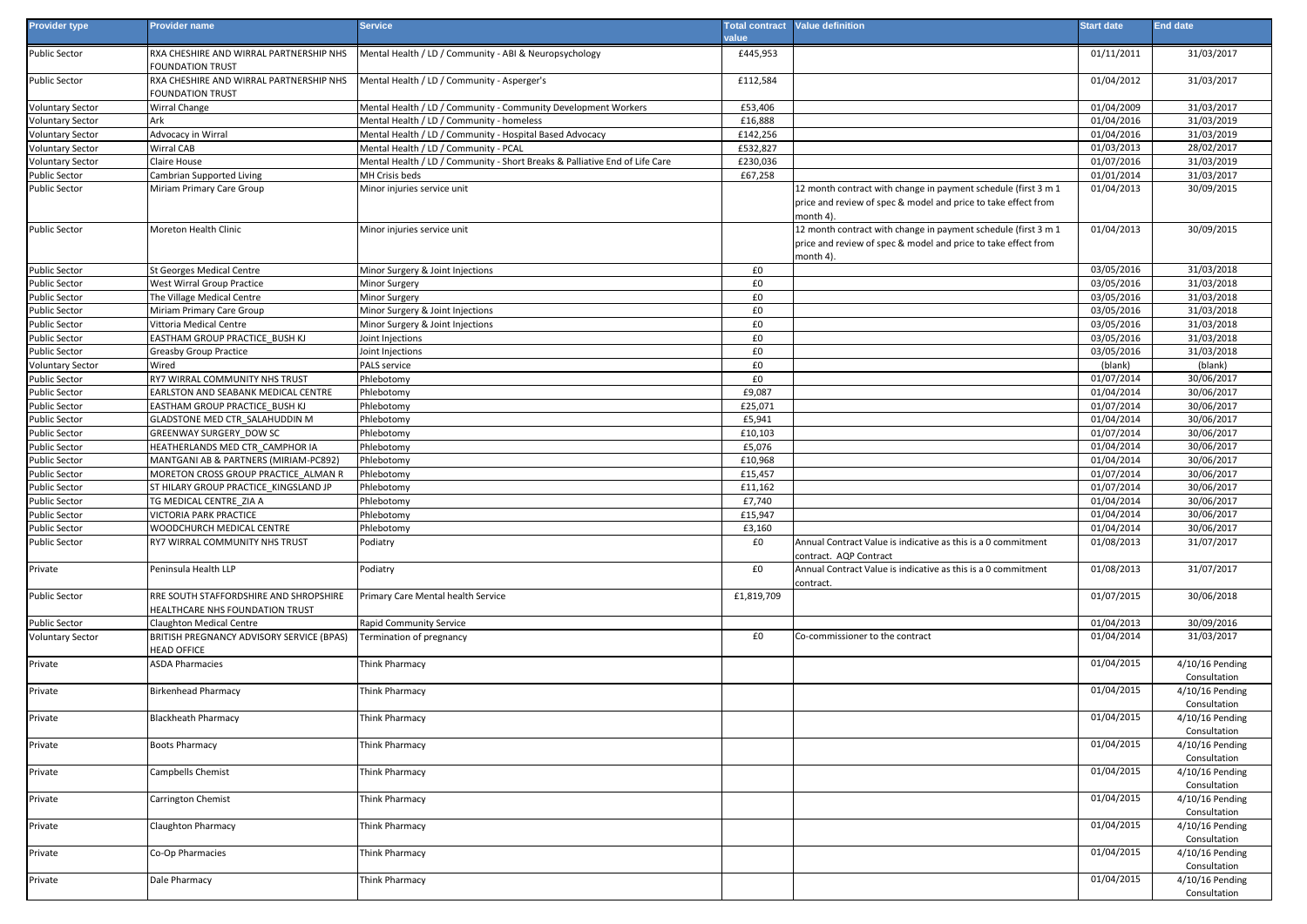| Provider type | Provider name | Service | Total contract value | Value definition | Start date | End date |
| --- | --- | --- | --- | --- | --- | --- |
| Public Sector | RXA CHESHIRE AND WIRRAL PARTNERSHIP NHS FOUNDATION TRUST | Mental Health / LD / Community - ABI & Neuropsychology | £445,953 | | 01/11/2011 | 31/03/2017 |
| Public Sector | RXA CHESHIRE AND WIRRAL PARTNERSHIP NHS FOUNDATION TRUST | Mental Health / LD / Community - Asperger's | £112,584 | | 01/04/2012 | 31/03/2017 |
| Voluntary Sector | Wirral Change | Mental Health / LD / Community - Community Development Workers | £53,406 | | 01/04/2009 | 31/03/2017 |
| Voluntary Sector | Ark | Mental Health / LD / Community - homeless | £16,888 | | 01/04/2016 | 31/03/2019 |
| Voluntary Sector | Advocacy in Wirral | Mental Health / LD / Community - Hospital Based Advocacy | £142,256 | | 01/04/2016 | 31/03/2019 |
| Voluntary Sector | Wirral CAB | Mental Health / LD / Community - PCAL | £532,827 | | 01/03/2013 | 28/02/2017 |
| Voluntary Sector | Claire House | Mental Health / LD / Community - Short Breaks & Palliative End of Life Care | £230,036 | | 01/07/2016 | 31/03/2019 |
| Public Sector | Cambrian Supported Living | MH Crisis beds | £67,258 | | 01/01/2014 | 31/03/2017 |
| Public Sector | Miriam Primary Care Group | Minor injuries service unit | | 12 month contract with change in payment schedule (first 3 m 1 price and review of spec & model and price to take effect from month 4). | 01/04/2013 | 30/09/2015 |
| Public Sector | Moreton Health Clinic | Minor injuries service unit | | 12 month contract with change in payment schedule (first 3 m 1 price and review of spec & model and price to take effect from month 4). | 01/04/2013 | 30/09/2015 |
| Public Sector | St Georges Medical Centre | Minor Surgery & Joint Injections | £0 | | 03/05/2016 | 31/03/2018 |
| Public Sector | West Wirral Group Practice | Minor Surgery | £0 | | 03/05/2016 | 31/03/2018 |
| Public Sector | The Village Medical Centre | Minor Surgery | £0 | | 03/05/2016 | 31/03/2018 |
| Public Sector | Miriam Primary Care Group | Minor Surgery & Joint Injections | £0 | | 03/05/2016 | 31/03/2018 |
| Public Sector | Vittoria Medical Centre | Minor Surgery & Joint Injections | £0 | | 03/05/2016 | 31/03/2018 |
| Public Sector | EASTHAM GROUP PRACTICE_BUSH KJ | Joint Injections | £0 | | 03/05/2016 | 31/03/2018 |
| Public Sector | Greasby Group Practice | Joint Injections | £0 | | 03/05/2016 | 31/03/2018 |
| Voluntary Sector | Wired | PALS service | £0 | | (blank) | (blank) |
| Public Sector | RY7 WIRRAL COMMUNITY NHS TRUST | Phlebotomy | £0 | | 01/07/2014 | 30/06/2017 |
| Public Sector | EARLSTON AND SEABANK MEDICAL CENTRE | Phlebotomy | £9,087 | | 01/04/2014 | 30/06/2017 |
| Public Sector | EASTHAM GROUP PRACTICE_BUSH KJ | Phlebotomy | £25,071 | | 01/07/2014 | 30/06/2017 |
| Public Sector | GLADSTONE MED CTR_SALAHUDDIN M | Phlebotomy | £5,941 | | 01/04/2014 | 30/06/2017 |
| Public Sector | GREENWAY SURGERY_DOW SC | Phlebotomy | £10,103 | | 01/07/2014 | 30/06/2017 |
| Public Sector | HEATHERLANDS MED CTR_CAMPHOR IA | Phlebotomy | £5,076 | | 01/04/2014 | 30/06/2017 |
| Public Sector | MANTGANI AB & PARTNERS (MIRIAM-PC892) | Phlebotomy | £10,968 | | 01/04/2014 | 30/06/2017 |
| Public Sector | MORETON CROSS GROUP PRACTICE_ALMAN R | Phlebotomy | £15,457 | | 01/07/2014 | 30/06/2017 |
| Public Sector | ST HILARY GROUP PRACTICE_KINGSLAND JP | Phlebotomy | £11,162 | | 01/07/2014 | 30/06/2017 |
| Public Sector | TG MEDICAL CENTRE_ZIA A | Phlebotomy | £7,740 | | 01/04/2014 | 30/06/2017 |
| Public Sector | VICTORIA PARK PRACTICE | Phlebotomy | £15,947 | | 01/04/2014 | 30/06/2017 |
| Public Sector | WOODCHURCH MEDICAL CENTRE | Phlebotomy | £3,160 | | 01/04/2014 | 30/06/2017 |
| Public Sector | RY7 WIRRAL COMMUNITY NHS TRUST | Podiatry | £0 | Annual Contract Value is indicative as this is a 0 commitment contract. AQP Contract | 01/08/2013 | 31/07/2017 |
| Private | Peninsula Health LLP | Podiatry | £0 | Annual Contract Value is indicative as this is a 0 commitment contract. | 01/08/2013 | 31/07/2017 |
| Public Sector | RRE SOUTH STAFFORDSHIRE AND SHROPSHIRE HEALTHCARE NHS FOUNDATION TRUST | Primary Care Mental health Service | £1,819,709 | | 01/07/2015 | 30/06/2018 |
| Public Sector | Claughton Medical Centre | Rapid Community Service | | | 01/04/2013 | 30/09/2016 |
| Voluntary Sector | BRITISH PREGNANCY ADVISORY SERVICE (BPAS) HEAD OFFICE | Termination of pregnancy | £0 | Co-commissioner to the contract | 01/04/2014 | 31/03/2017 |
| Private | ASDA Pharmacies | Think Pharmacy | | | 01/04/2015 | 4/10/16 Pending Consultation |
| Private | Birkenhead Pharmacy | Think Pharmacy | | | 01/04/2015 | 4/10/16 Pending Consultation |
| Private | Blackheath Pharmacy | Think Pharmacy | | | 01/04/2015 | 4/10/16 Pending Consultation |
| Private | Boots Pharmacy | Think Pharmacy | | | 01/04/2015 | 4/10/16 Pending Consultation |
| Private | Campbells Chemist | Think Pharmacy | | | 01/04/2015 | 4/10/16 Pending Consultation |
| Private | Carrington Chemist | Think Pharmacy | | | 01/04/2015 | 4/10/16 Pending Consultation |
| Private | Claughton Pharmacy | Think Pharmacy | | | 01/04/2015 | 4/10/16 Pending Consultation |
| Private | Co-Op Pharmacies | Think Pharmacy | | | 01/04/2015 | 4/10/16 Pending Consultation |
| Private | Dale Pharmacy | Think Pharmacy | | | 01/04/2015 | 4/10/16 Pending Consultation |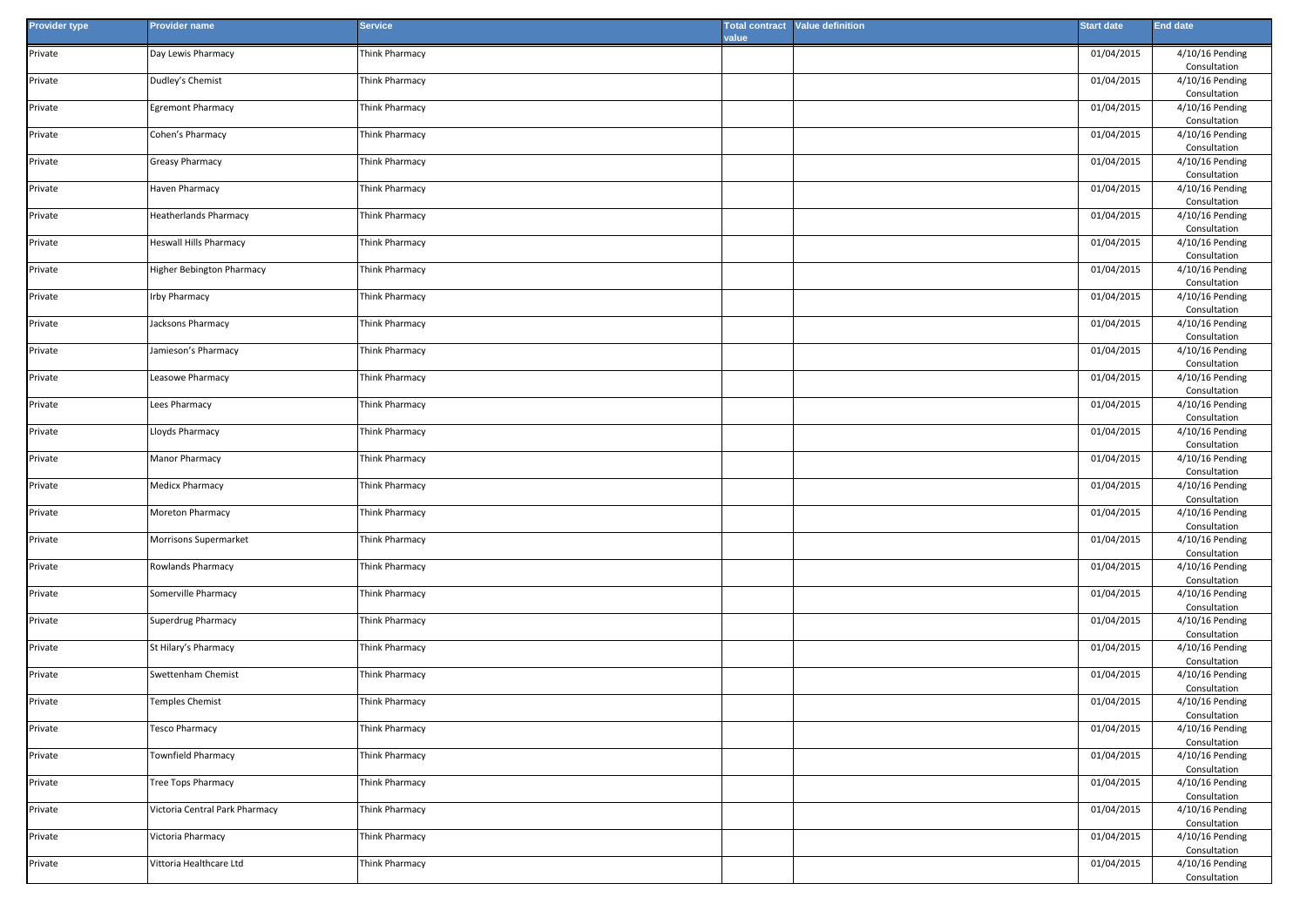| Provider type | Provider name | Service | Total contract value | Value definition | Start date | End date |
|---|---|---|---|---|---|---|
| Private | Day Lewis Pharmacy | Think Pharmacy | | | 01/04/2015 | 4/10/16 Pending Consultation |
| Private | Dudley's Chemist | Think Pharmacy | | | 01/04/2015 | 4/10/16 Pending Consultation |
| Private | Egremont Pharmacy | Think Pharmacy | | | 01/04/2015 | 4/10/16 Pending Consultation |
| Private | Cohen's Pharmacy | Think Pharmacy | | | 01/04/2015 | 4/10/16 Pending Consultation |
| Private | Greasy Pharmacy | Think Pharmacy | | | 01/04/2015 | 4/10/16 Pending Consultation |
| Private | Haven Pharmacy | Think Pharmacy | | | 01/04/2015 | 4/10/16 Pending Consultation |
| Private | Heatherlands Pharmacy | Think Pharmacy | | | 01/04/2015 | 4/10/16 Pending Consultation |
| Private | Heswall Hills Pharmacy | Think Pharmacy | | | 01/04/2015 | 4/10/16 Pending Consultation |
| Private | Higher Bebington Pharmacy | Think Pharmacy | | | 01/04/2015 | 4/10/16 Pending Consultation |
| Private | Irby Pharmacy | Think Pharmacy | | | 01/04/2015 | 4/10/16 Pending Consultation |
| Private | Jacksons Pharmacy | Think Pharmacy | | | 01/04/2015 | 4/10/16 Pending Consultation |
| Private | Jamieson's Pharmacy | Think Pharmacy | | | 01/04/2015 | 4/10/16 Pending Consultation |
| Private | Leasowe Pharmacy | Think Pharmacy | | | 01/04/2015 | 4/10/16 Pending Consultation |
| Private | Lees Pharmacy | Think Pharmacy | | | 01/04/2015 | 4/10/16 Pending Consultation |
| Private | Lloyds Pharmacy | Think Pharmacy | | | 01/04/2015 | 4/10/16 Pending Consultation |
| Private | Manor Pharmacy | Think Pharmacy | | | 01/04/2015 | 4/10/16 Pending Consultation |
| Private | Medicx Pharmacy | Think Pharmacy | | | 01/04/2015 | 4/10/16 Pending Consultation |
| Private | Moreton Pharmacy | Think Pharmacy | | | 01/04/2015 | 4/10/16 Pending Consultation |
| Private | Morrisons Supermarket | Think Pharmacy | | | 01/04/2015 | 4/10/16 Pending Consultation |
| Private | Rowlands Pharmacy | Think Pharmacy | | | 01/04/2015 | 4/10/16 Pending Consultation |
| Private | Somerville Pharmacy | Think Pharmacy | | | 01/04/2015 | 4/10/16 Pending Consultation |
| Private | Superdrug Pharmacy | Think Pharmacy | | | 01/04/2015 | 4/10/16 Pending Consultation |
| Private | St Hilary's Pharmacy | Think Pharmacy | | | 01/04/2015 | 4/10/16 Pending Consultation |
| Private | Swettenham Chemist | Think Pharmacy | | | 01/04/2015 | 4/10/16 Pending Consultation |
| Private | Temples Chemist | Think Pharmacy | | | 01/04/2015 | 4/10/16 Pending Consultation |
| Private | Tesco Pharmacy | Think Pharmacy | | | 01/04/2015 | 4/10/16 Pending Consultation |
| Private | Townfield Pharmacy | Think Pharmacy | | | 01/04/2015 | 4/10/16 Pending Consultation |
| Private | Tree Tops Pharmacy | Think Pharmacy | | | 01/04/2015 | 4/10/16 Pending Consultation |
| Private | Victoria Central Park Pharmacy | Think Pharmacy | | | 01/04/2015 | 4/10/16 Pending Consultation |
| Private | Victoria Pharmacy | Think Pharmacy | | | 01/04/2015 | 4/10/16 Pending Consultation |
| Private | Vittoria Healthcare Ltd | Think Pharmacy | | | 01/04/2015 | 4/10/16 Pending Consultation |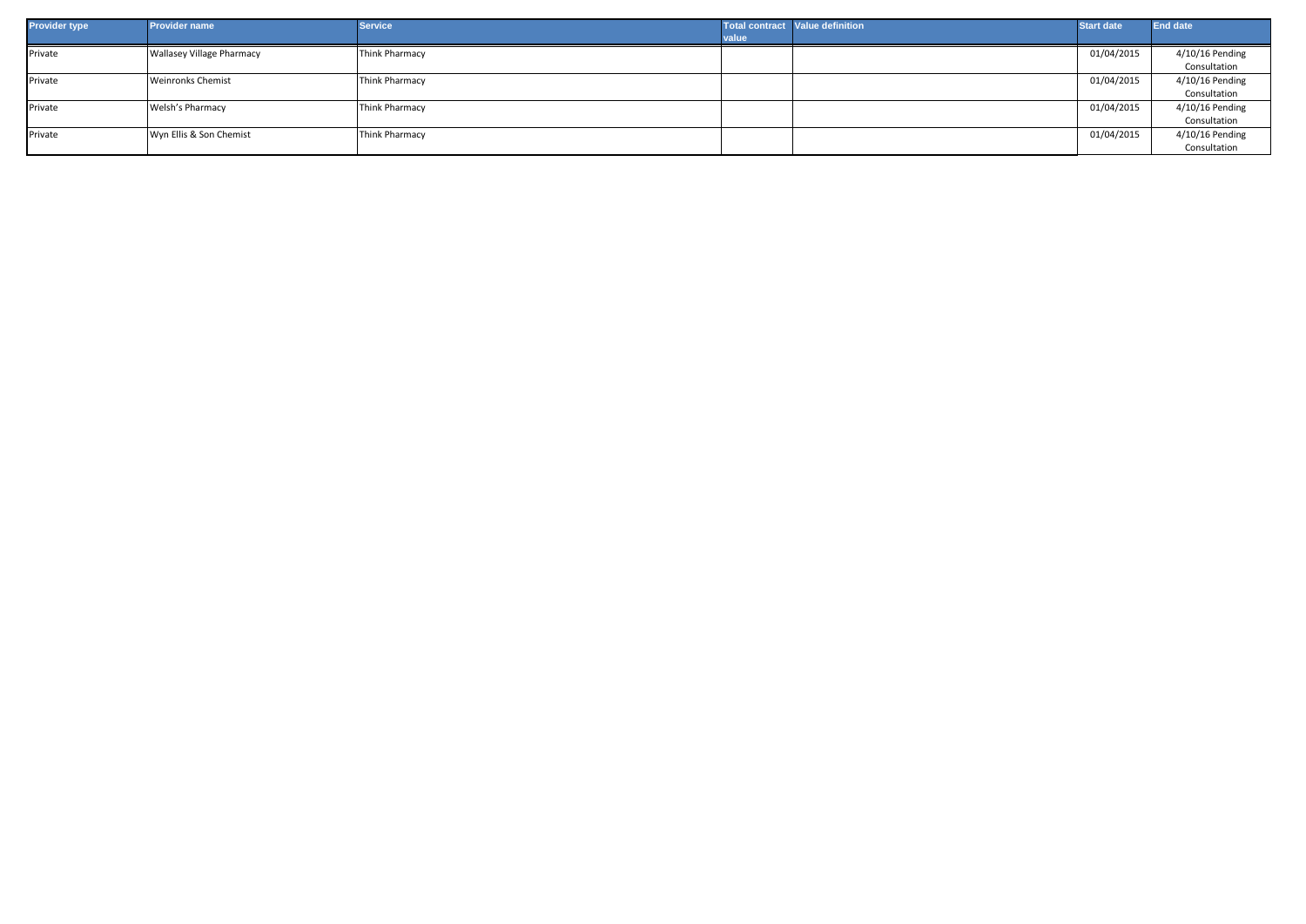| Provider type | Provider name | Service | Total contract value | Value definition | Start date | End date |
|---|---|---|---|---|---|---|
| Private | Wallasey Village Pharmacy | Think Pharmacy | | | 01/04/2015 | 4/10/16 Pending Consultation |
| Private | Weinronks Chemist | Think Pharmacy | | | 01/04/2015 | 4/10/16 Pending Consultation |
| Private | Welsh's Pharmacy | Think Pharmacy | | | 01/04/2015 | 4/10/16 Pending Consultation |
| Private | Wyn Ellis & Son Chemist | Think Pharmacy | | | 01/04/2015 | 4/10/16 Pending Consultation |